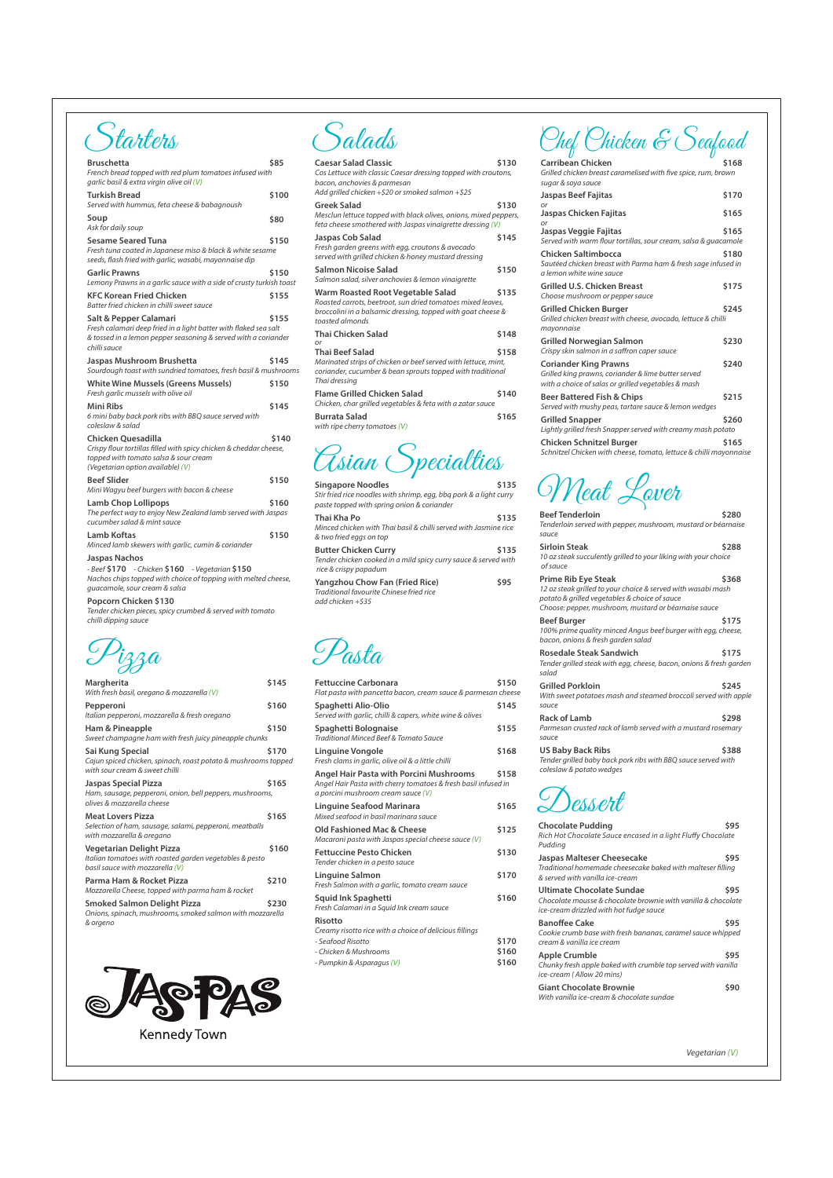# Starters

**Bruschetta** $85
*French bread topped with red plum tomatoes infused with garlic basil & extra virgin olive oil (V)*

**Turkish Bread** $100
*Served with hummus, feta cheese & babagnoush*

**Soup** $80
*Ask for daily soup*

**Sesame Seared Tuna** $150
*Fresh tuna coated in Japanese miso & black & white sesame seeds, flash fried with garlic, wasabi, mayonnaise dip*

**Garlic Prawns** $150
*Lemony Prawns in a garlic sauce with a side of crusty turkish toast*

**KFC Korean Fried Chicken** $155
*Batter fried chicken in chilli sweet sauce*

**Salt & Pepper Calamari** $155
*Fresh calamari deep fried in a light batter with flaked sea salt & tossed in a lemon pepper seasoning & served with a coriander chilli sauce*

**Jaspas Mushroom Brushetta** $145
*Sourdough toast with sundried tomatoes, fresh basil & mushrooms*

**White Wine Mussels (Greens Mussels)** $150
*Fresh garlic mussels with olive oil*

**Mini Ribs** $145
*6 mini baby back pork ribs with BBQ sauce served with coleslaw & salad*

**Chicken Quesadilla** $140
*Crispy flour tortillas filled with spicy chicken & cheddar cheese, topped with tomato salsa & sour cream (Vegetarian option available) (V)*

**Beef Slider** $150
*Mini Wagyu beef burgers with bacon & cheese*

**Lamb Chop Lollipops** $160
*The perfect way to enjoy New Zealand lamb served with Jaspas cucumber salad & mint sauce*

**Lamb Koftas** $150
*Minced lamb skewers with garlic, cumin & coriander*

**Jaspas Nachos**
*- Beef* **$170** *- Chicken* **$160** *- Vegetarian* **$150**
*Nachos chips topped with choice of topping with melted cheese, guacamole, sour cream & salsa*

**Popcorn Chicken $130**
*Tender chicken pieces, spicy crumbed & served with tomato chilli dipping sauce*

# Pizza

**Margherita** $145
*With fresh basil, oregano & mozzarella (V)*

**Pepperoni** $160
*Italian pepperoni, mozzarella & fresh oregano*

**Ham & Pineapple** $150
*Sweet champagne ham with fresh juicy pineapple chunks*

**Sai Kung Special** $170
*Cajun spiced chicken, spinach, roast potato & mushrooms topped with sour cream & sweet chilli*

**Jaspas Special Pizza** $165
*Ham, sausage, pepperoni, onion, bell peppers, mushrooms, olives & mozzarella cheese*

**Meat Lovers Pizza** $165
*Selection of ham, sausage, salami, pepperoni, meatballs with mozzarella & oregano*

**Vegetarian Delight Pizza** $160
*Italian tomatoes with roasted garden vegetables & pesto basil sauce with mozzarella (V)*

**Parma Ham & Rocket Pizza** $210
*Mozzarella Cheese, topped with parma ham & rocket*

**Smoked Salmon Delight Pizza** $230
*Onions, spinach, mushrooms, smoked salmon with mozzarella & orgeno*

JASPAS
Kennedy Town

# Salads

**Caesar Salad Classic** $130
*Cos Lettuce with classic Caesar dressing topped with croutons, bacon, anchovies & parmesan*
*Add grilled chicken +$20 or smoked salmon +$25*

**Greek Salad** $130
*Mesclun lettuce topped with black olives, onions, mixed peppers, feta cheese smothered with Jaspas vinaigrette dressing (V)*

**Jaspas Cob Salad** $145
*Fresh garden greens with egg, croutons & avocado served with grilled chicken & honey mustard dressing*

**Salmon Nicoise Salad** $150
*Salmon salad, silver anchovies & lemon vinaigrette*

**Warm Roasted Root Vegetable Salad** $135
*Roasted carrots, beetroot, sun dried tomatoes mixed leaves, broccolini in a balsamic dressing, topped with goat cheese & toasted almonds*

**Thai Chicken Salad** $148
*or*
**Thai Beef Salad** $158
*Marinated strips of chicken or beef served with lettuce, mint, coriander, cucumber & bean sprouts topped with traditional Thai dressing*

**Flame Grilled Chicken Salad** $140
*Chicken, char grilled vegetables & feta with a zatar sauce*

**Burrata Salad** $165
*with ripe cherry tomatoes (V)*

# Asian Specialties

**Singapore Noodles** $135
*Stir fried rice noodles with shrimp, egg, bbq pork & a light curry paste topped with spring onion & coriander*

**Thai Kha Po** $135
*Minced chicken with Thai basil & chilli served with Jasmine rice & two fried eggs on top*

**Butter Chicken Curry** $135
*Tender chicken cooked in a mild spicy curry sauce & served with rice & crispy papadum*

**Yangzhou Chow Fan (Fried Rice)** $95
*Traditional favourite Chinese fried rice*
*add chicken +$35*

# Pasta

**Fettuccine Carbonara** $150
*Flat pasta with pancetta bacon, cream sauce & parmesan cheese*

**Spaghetti Alio-Olio** $145
*Served with garlic, chilli & capers, white wine & olives*

**Spaghetti Bolognaise** $155
*Traditional Minced Beef & Tomato Sauce*

**Linguine Vongole** $168
*Fresh clams in garlic, olive oil & a little chilli*

**Angel Hair Pasta with Porcini Mushrooms** $158
*Angel Hair Pasta with cherry tomatoes & fresh basil infused in a porcini mushroom cream sauce (V)*

**Linguine Seafood Marinara** $165
*Mixed seafood in basil marinara sauce*

**Old Fashioned Mac & Cheese** $125
*Macaroni pasta with Jaspas special cheese sauce (V)*

**Fettuccine Pesto Chicken** $130
*Tender chicken in a pesto sauce*

**Linguine Salmon** $170
*Fresh Salmon with a garlic, tomato cream sauce*

**Squid Ink Spaghetti** $160
*Fresh Calamari in a Squid Ink cream sauce*

**Risotto**
*Creamy risotto rice with a choice of delicious fillings*
*- Seafood Risotto* $170
*- Chicken & Mushrooms* $160
*- Pumpkin & Asparagus (V)* $160

# Chef Chicken & Seafood

**Carribean Chicken** $168
*Grilled chicken breast caramelised with five spice, rum, brown sugar & soya sauce*

**Jaspas Beef Fajitas** $170
*or*
**Jaspas Chicken Fajitas** $165
*or*
**Jaspas Veggie Fajitas** $165
*Served with warm flour tortillas, sour cream, salsa & guacamole*

**Chicken Saltimbocca** $180
*Sautéed chicken breast with Parma ham & fresh sage infused in a lemon white wine sauce*

**Grilled U.S. Chicken Breast** $175
*Choose mushroom or pepper sauce*

**Grilled Chicken Burger** $245
*Grilled chicken breast with cheese, avocado, lettuce & chilli mayonnaise*

**Grilled Norwegian Salmon** $230
*Crispy skin salmon in a saffron caper sauce*

**Coriander King Prawns** $240
*Grilled king prawns, coriander & lime butter served with a choice of salas or grilled vegetables & mash*

**Beer Battered Fish & Chips** $215
*Served with mushy peas, tartare sauce & lemon wedges*

**Grilled Snapper** $260
*Lightly grilled fresh Snapper served with creamy mash potato*

**Chicken Schnitzel Burger** $165
*Schnitzel Chicken with cheese, tomato, lettuce & chilli mayonnaise*

# Meat Lover

**Beef Tenderloin** $280
*Tenderloin served with pepper, mushroom, mustard or béarnaise sauce*

**Sirloin Steak** $288
*10 oz steak succulently grilled to your liking with your choice of sauce*

**Prime Rib Eye Steak** $368
*12 oz steak grilled to your choice & served with wasabi mash potato & grilled vegetables & choice of sauce*
*Choose: pepper, mushroom, mustard or béarnaise sauce*

**Beef Burger** $175
*100% prime quality minced Angus beef burger with egg, cheese, bacon, onions & fresh garden salad*

**Rosedale Steak Sandwich** $175
*Tender grilled steak with egg, cheese, bacon, onions & fresh garden salad*

**Grilled Porkloin** $245
*With sweet potatoes mash and steamed broccoli served with apple sauce*

**Rack of Lamb** $298
*Parmesan crusted rack of lamb served with a mustard rosemary sauce*

**US Baby Back Ribs** $388
*Tender grilled baby back pork ribs with BBQ sauce served with coleslaw & potato wedges*

# Dessert

**Chocolate Pudding** $95
*Rich Hot Chocolate Sauce encased in a light Fluffy Chocolate Pudding*

**Jaspas Malteser Cheesecake** $95
*Traditional homemade cheesecake baked with malteser filling & served with vanilla ice-cream*

**Ultimate Chocolate Sundae** $95
*Chocolate mousse & chocolate brownie with vanilla & chocolate ice-cream drizzled with hot fudge sauce*

**Banoffee Cake** $95
*Cookie crumb base with fresh bananas, caramel sauce whipped cream & vanilla ice cream*

**Apple Crumble** $95
*Chunky fresh apple baked with crumble top served with vanilla ice-cream (Allow 20 mins)*

**Giant Chocolate Brownie** $90
*With vanilla ice-cream & chocolate sundae*

*Vegetarian (V)*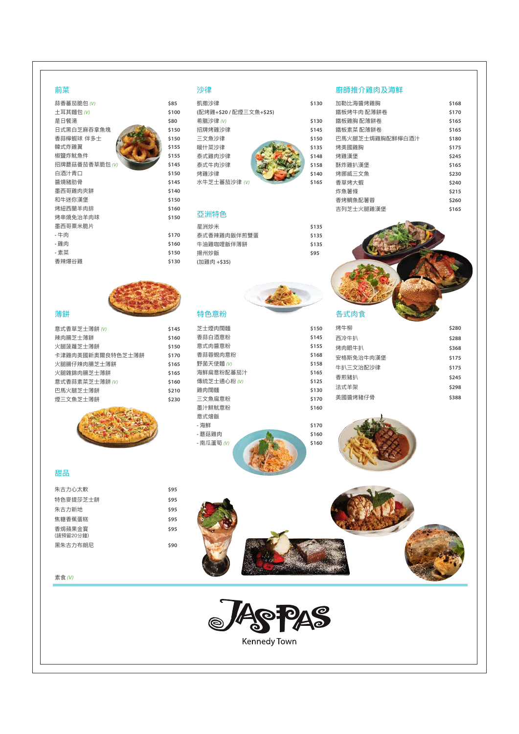## 前菜

| | |
|---|---|
| 蒜香蕃茄脆包 (V) | $85 |
| 土耳其麵包 (V) | $100 |
| 是日餐湯 | $80 |
| 日式黑白芝麻吞拿魚塊 | $150 |
| 香蒜檸蝦球 伴多士 | $150 |
| 韓式炸雞翼 | $155 |
| 椒鹽炸魷魚件 | $155 |
| 招牌蘑菇蕃茄香草脆包 (V) | $145 |
| 白酒汁青口 | $150 |
| 醬燒豬肋骨 | $145 |
| 墨西哥雞肉夾餅 | $140 |
| 和牛迷你漢堡 | $150 |
| 烤紐西蘭羊肉排 | $160 |
| 烤串燒免治羊肉球 | $150 |
| 墨西哥粟米脆片 | |
| - 牛肉 | $170 |
| - 雞肉 | $160 |
| - 素菜 | $150 |
| 香辣爆谷雞 | $130 |

## 沙律

| | |
|---|---|
| 凱撒沙律 | $130 |
| (配烤雞+$20 / 配煙三文魚+$25) | |
| 希臘沙律 (V) | $130 |
| 招牌烤雞沙律 | $145 |
| 三文魚沙律 | $150 |
| 暖什菜沙律 | $135 |
| 泰式雞肉沙律 | $148 |
| 泰式牛肉沙律 | $158 |
| 烤雞沙律 | $140 |
| 水牛芝士蕃茄沙律 (V) | $165 |

## 亞洲特色

| | |
|---|---|
| 星洲炒米 | $135 |
| 泰式香辣雞肉飯伴煎雙蛋 | $135 |
| 牛油雞咖喱飯伴薄餅 | $135 |
| 揚州炒飯 | $95 |
| (加雞肉 +$35) | |

## 廚師推介雞肉及海鮮

| | |
|---|---|
| 加勒比海醬烤雞胸 | $168 |
| 鐵板烤牛肉 配薄餅卷 | $170 |
| 鐵板雞胸 配薄餅卷 | $165 |
| 鐵板素菜 配薄餅卷 | $165 |
| 巴馬火腿芝士焗雞胸配鮮檸白酒汁 | $180 |
| 烤美國雞胸 | $175 |
| 烤雞漢堡 | $245 |
| 酥炸雞扒漢堡 | $165 |
| 烤挪威三文魚 | $230 |
| 香草烤大蝦 | $240 |
| 炸魚薯條 | $215 |
| 香烤鯛魚配薯蓉 | $260 |
| 吉列芝士火腿雞漢堡 | $165 |

## 薄餅

| | |
|---|---|
| 意式香草芝士薄餅 (V) | $145 |
| 辣肉腸芝士薄餅 | $160 |
| 火腿菠蘿芝士薄餅 | $150 |
| 卡津雞肉美國新奧爾良特色芝士薄餅 | $170 |
| 火腿腸仔辣肉腸芝士薄餅 | $165 |
| 火腿雞錦肉腸芝士薄餅 | $165 |
| 意式香蒜素菜芝士薄餅 (V) | $160 |
| 巴馬火腿芝士薄餅 | $210 |
| 煙三文魚芝士薄餅 | $230 |

## 特色意粉

| | |
|---|---|
| 芝士煙肉闊麵 | $150 |
| 香蒜白酒意粉 | $145 |
| 意式肉醬意粉 | $155 |
| 香蒜蜆肉意粉 | $168 |
| 野菌天使麵 (V) | $158 |
| 海鮮扁意粉配蕃茄汁 | $165 |
| 傳統芝士通心粉 (V) | $125 |
| 雞肉闊麵 | $130 |
| 三文魚扁意粉 | $170 |
| 墨汁鮮魷意粉 | $160 |
| 意式燴飯 | |
| - 海鮮 | $170 |
| - 蘑菇雞肉 | $160 |
| - 南瓜蘆筍 (V) | $160 |

## 各式肉食

| | |
|---|---|
| 烤牛柳 | $280 |
| 西冷牛扒 | $288 |
| 烤肉眼牛扒 | $368 |
| 安格斯免治牛肉漢堡 | $175 |
| 牛扒三文治配沙律 | $175 |
| 香煎豬扒 | $245 |
| 法式羊架 | $298 |
| 美國醬烤豬仔骨 | $388 |

## 甜品

| | |
|---|---|
| 朱古力心太軟 | $95 |
| 特色麥提莎芝士餅 | $95 |
| 朱古力新地 | $95 |
| 焦糖香蕉蛋糕 | $95 |
| 香焗蘋果金寶 (請預留20分鐘) | $95 |
| 黑朱古力布朗尼 | $90 |

素食 (V)

JASPAS

Kennedy Town